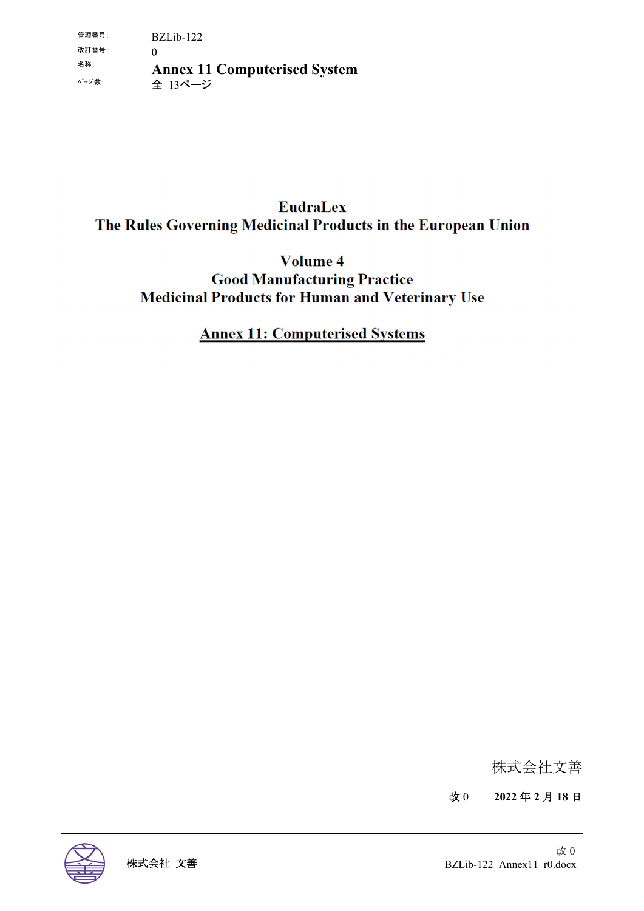| | |
|---|---|
| 管理番号: | BZLib-122 |
| 改訂番号: | 0 |
| 名称: | **Annex 11 Computerised System** |
| ﾍﾟｰｼﾞ数: | 全 13ページ |

# EudraLex
# The Rules Governing Medicinal Products in the European Union

## Volume 4
## Good Manufacturing Practice
## Medicinal Products for Human and Veterinary Use

## Annex 11: Computerised Systems

株式会社文善

改 0　　**2022** 年 **2** 月 **18** 日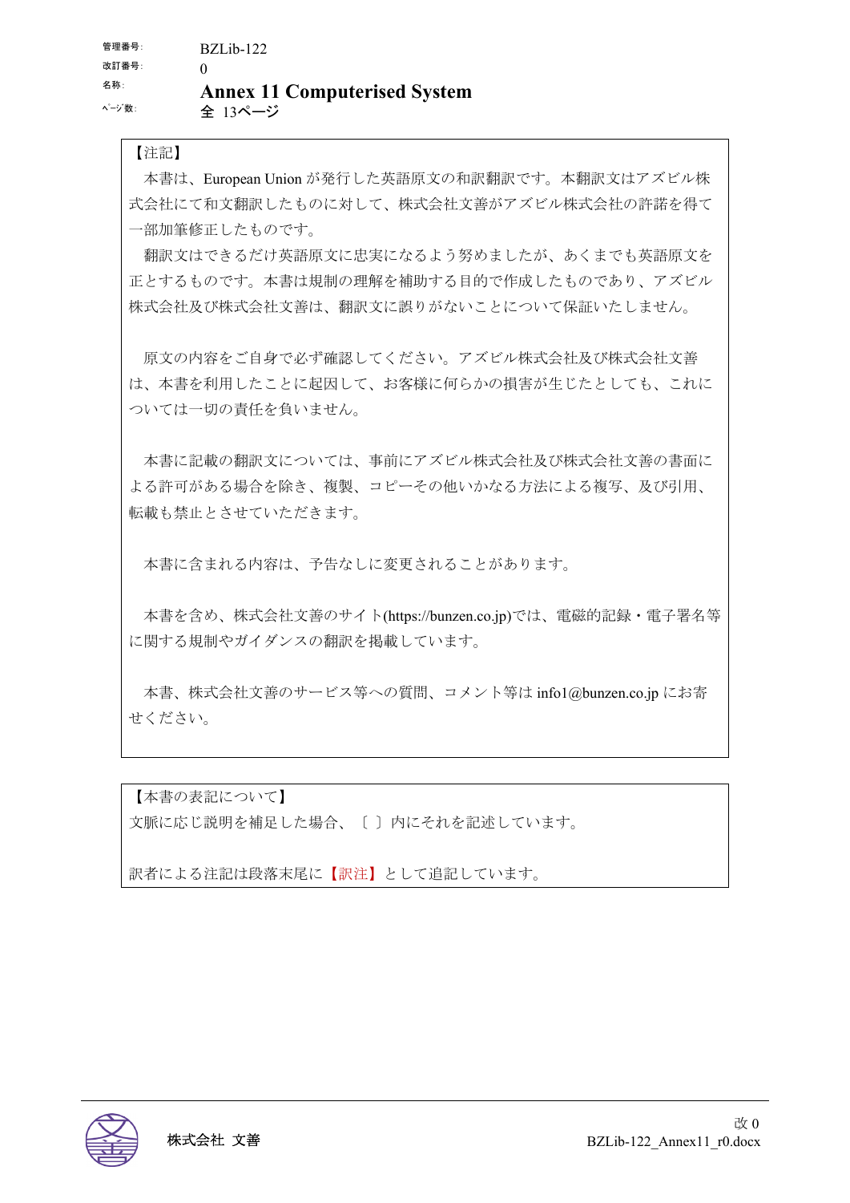| | |
|---|---|
| 管理番号: | BZLib-122 |
| 改訂番号: | 0 |
| 名称: | **Annex 11 Computerised System** |
| ﾍﾟｰｼﾞ数: | 全 13ページ |

【注記】

本書は、European Union が発行した英語原文の和訳翻訳です。本翻訳文はアズビル株式会社にて和文翻訳したものに対して、株式会社文善がアズビル株式会社の許諾を得て一部加筆修正したものです。

翻訳文はできるだけ英語原文に忠実になるよう努めましたが、あくまでも英語原文を正とするものです。本書は規制の理解を補助する目的で作成したものであり、アズビル株式会社及び株式会社文善は、翻訳文に誤りがないことについて保証いたしません。

原文の内容をご自身で必ず確認してください。アズビル株式会社及び株式会社文善は、本書を利用したことに起因して、お客様に何らかの損害が生じたとしても、これについては一切の責任を負いません。

本書に記載の翻訳文については、事前にアズビル株式会社及び株式会社文善の書面による許可がある場合を除き、複製、コピーその他いかなる方法による複写、及び引用、転載も禁止とさせていただきます。

本書に含まれる内容は、予告なしに変更されることがあります。

本書を含め、株式会社文善のサイト(https://bunzen.co.jp)では、電磁的記録・電子署名等に関する規制やガイダンスの翻訳を掲載しています。

本書、株式会社文善のサービス等への質問、コメント等は info1@bunzen.co.jp にお寄せください。

【本書の表記について】

文脈に応じ説明を補足した場合、〔 〕内にそれを記述しています。

訳者による注記は段落末尾に【訳注】として追記しています。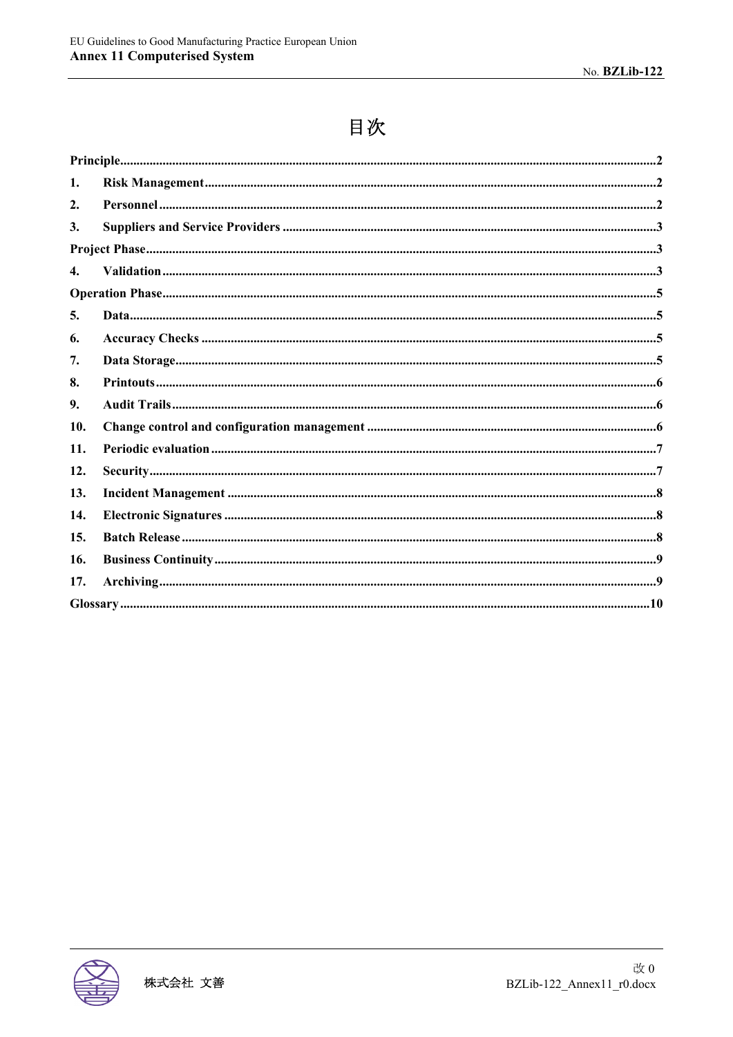# 目次

- **Principle** .......... 2
- **1. Risk Management** .......... 2
- **2. Personnel** .......... 2
- **3. Suppliers and Service Providers** .......... 3
- **Project Phase** .......... 3
- **4. Validation** .......... 3
- **Operation Phase** .......... 5
- **5. Data** .......... 5
- **6. Accuracy Checks** .......... 5
- **7. Data Storage** .......... 5
- **8. Printouts** .......... 6
- **9. Audit Trails** .......... 6
- **10. Change control and configuration management** .......... 6
- **11. Periodic evaluation** .......... 7
- **12. Security** .......... 7
- **13. Incident Management** .......... 8
- **14. Electronic Signatures** .......... 8
- **15. Batch Release** .......... 8
- **16. Business Continuity** .......... 9
- **17. Archiving** .......... 9
- **Glossary** .......... 10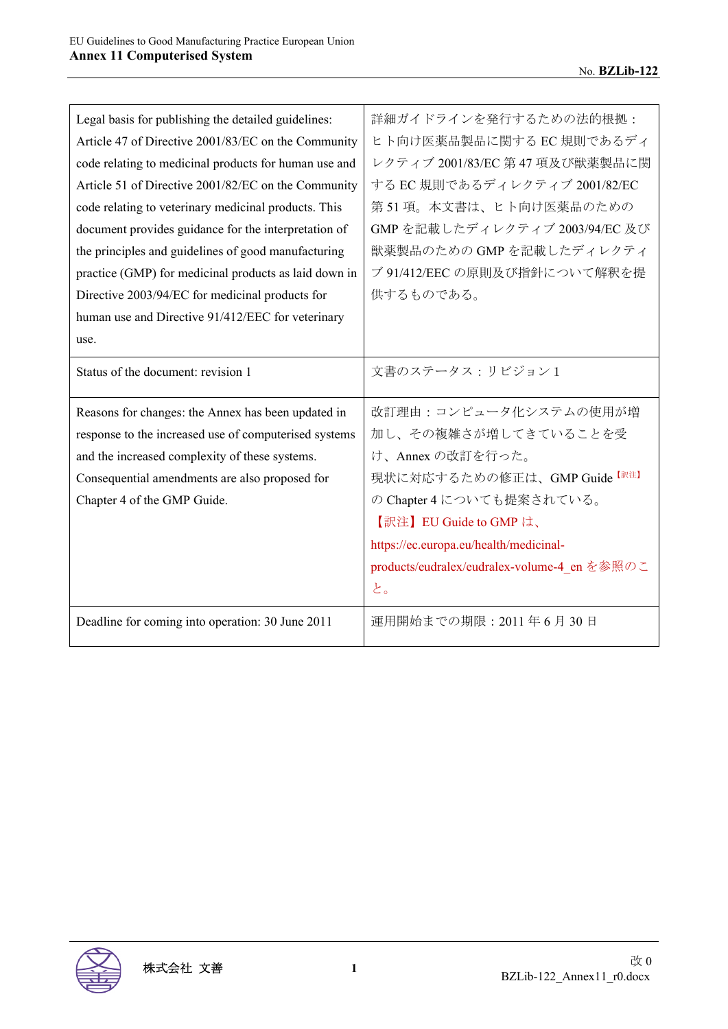| Legal basis for publishing the detailed guidelines: Article 47 of Directive 2001/83/EC on the Community code relating to medicinal products for human use and Article 51 of Directive 2001/82/EC on the Community code relating to veterinary medicinal products. This document provides guidance for the interpretation of the principles and guidelines of good manufacturing practice (GMP) for medicinal products as laid down in Directive 2003/94/EC for medicinal products for human use and Directive 91/412/EEC for veterinary use. | 詳細ガイドラインを発行するための法的根拠：ヒト向け医薬品製品に関する EC 規則であるディレクティブ 2001/83/EC 第 47 項及び獣薬製品に関する EC 規則であるディレクティブ 2001/82/EC 第 51 項。本文書は、ヒト向け医薬品のための GMP を記載したディレクティブ 2003/94/EC 及び獣薬製品のための GMP を記載したディレクティブ 91/412/EEC の原則及び指針について解釈を提供するものである。 |
|---|---|
| Status of the document: revision 1 | 文書のステータス：リビジョン 1 |
| Reasons for changes: the Annex has been updated in response to the increased use of computerised systems and the increased complexity of these systems. Consequential amendments are also proposed for Chapter 4 of the GMP Guide. | 改訂理由：コンピュータ化システムの使用が増加し、その複雑さが増してきていることを受け、Annex の改訂を行った。<br>現状に対応するための修正は、GMP Guide[訳注]の Chapter 4 についても提案されている。<br>【訳注】EU Guide to GMP は、https://ec.europa.eu/health/medicinal-products/eudralex/eudralex-volume-4_en を参照のこと。 |
| Deadline for coming into operation: 30 June 2011 | 運用開始までの期限：2011 年 6 月 30 日 |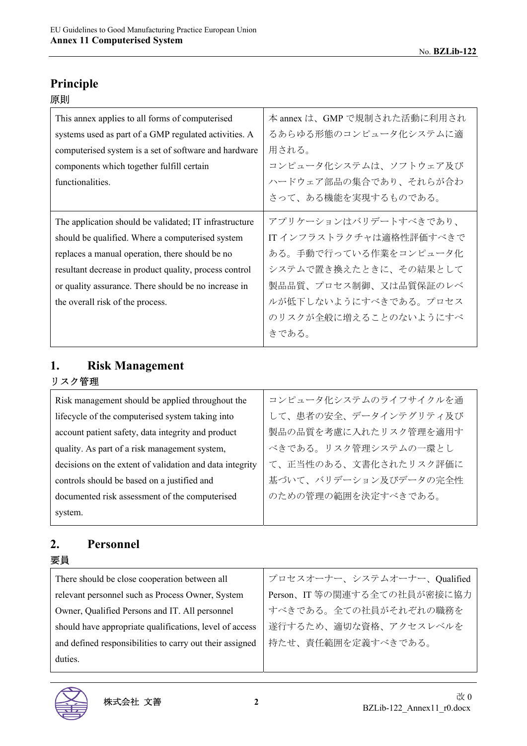## Principle

原則

| This annex applies to all forms of computerised systems used as part of a GMP regulated activities. A computerised system is a set of software and hardware components which together fulfill certain functionalities. | 本 annex は、GMP で規制された活動に利用されるあらゆる形態のコンピュータ化システムに適用される。<br>コンピュータ化システムは、ソフトウェア及びハードウェア部品の集合であり、それらが合わさって、ある機能を実現するものである。 |
|---|---|
| The application should be validated; IT infrastructure should be qualified. Where a computerised system replaces a manual operation, there should be no resultant decrease in product quality, process control or quality assurance. There should be no increase in the overall risk of the process. | アプリケーションはバリデートすべきであり、IT インフラストラクチャは適格性評価すべきである。手動で行っている作業をコンピュータ化システムで置き換えたときに、その結果として製品品質、プロセス制御、又は品質保証のレベルが低下しないようにすべきである。プロセスのリスクが全般に増えることのないようにすべきである。 |

## 1. Risk Management

リスク管理

| Risk management should be applied throughout the lifecycle of the computerised system taking into account patient safety, data integrity and product quality. As part of a risk management system, decisions on the extent of validation and data integrity controls should be based on a justified and documented risk assessment of the computerised system. | コンピュータ化システムのライフサイクルを通して、患者の安全、データインテグリティ及び製品の品質を考慮に入れたリスク管理を適用すべきである。リスク管理システムの一環として、正当性のある、文書化されたリスク評価に基づいて、バリデーション及びデータの完全性のための管理の範囲を決定すべきである。 |
|---|---|

## 2. Personnel

要員

| There should be close cooperation between all relevant personnel such as Process Owner, System Owner, Qualified Persons and IT. All personnel should have appropriate qualifications, level of access and defined responsibilities to carry out their assigned duties. | プロセスオーナー、システムオーナー、Qualified Person、IT 等の関連する全ての社員が密接に協力すべきである。全ての社員がそれぞれの職務を遂行するため、適切な資格、アクセスレベルを持たせ、責任範囲を定義すべきである。 |
|---|---|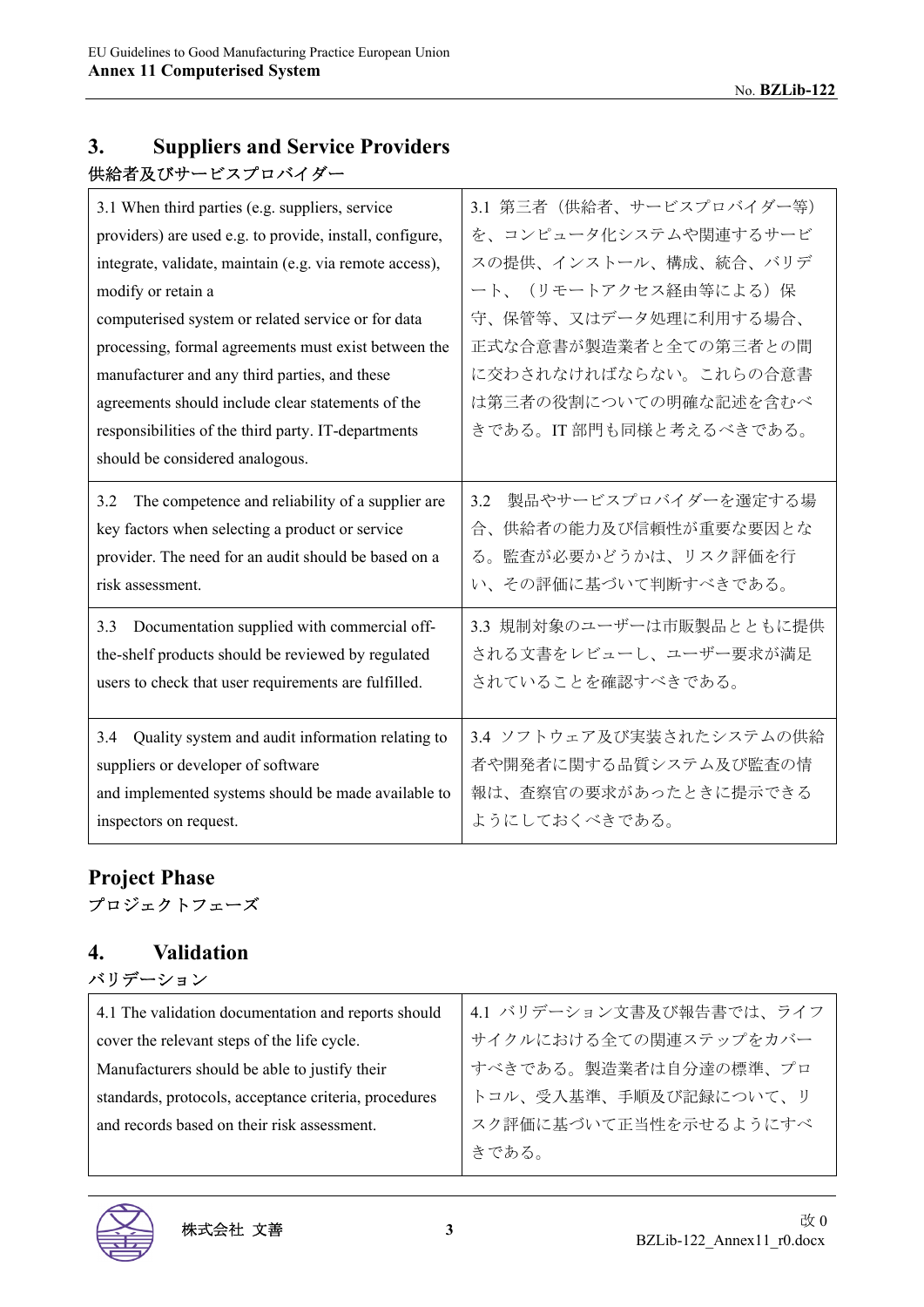## 3. Suppliers and Service Providers

供給者及びサービスプロバイダー

| | |
|---|---|
| 3.1 When third parties (e.g. suppliers, service providers) are used e.g. to provide, install, configure, integrate, validate, maintain (e.g. via remote access), modify or retain a computerised system or related service or for data processing, formal agreements must exist between the manufacturer and any third parties, and these agreements should include clear statements of the responsibilities of the third party. IT-departments should be considered analogous. | 3.1 第三者（供給者、サービスプロバイダー等）を、コンピュータ化システムや関連するサービスの提供、インストール、構成、統合、バリデート、（リモートアクセス経由等による）保守、保管等、又はデータ処理に利用する場合、正式な合意書が製造業者と全ての第三者との間に交わされなければならない。これらの合意書は第三者の役割についての明確な記述を含むべきである。IT 部門も同様と考えるべきである。 |
| 3.2 The competence and reliability of a supplier are key factors when selecting a product or service provider. The need for an audit should be based on a risk assessment. | 3.2 製品やサービスプロバイダーを選定する場合、供給者の能力及び信頼性が重要な要因となる。監査が必要かどうかは、リスク評価を行い、その評価に基づいて判断すべきである。 |
| 3.3 Documentation supplied with commercial off-the-shelf products should be reviewed by regulated users to check that user requirements are fulfilled. | 3.3 規制対象のユーザーは市販製品とともに提供される文書をレビューし、ユーザー要求が満足されていることを確認すべきである。 |
| 3.4 Quality system and audit information relating to suppliers or developer of software and implemented systems should be made available to inspectors on request. | 3.4 ソフトウェア及び実装されたシステムの供給者や開発者に関する品質システム及び監査の情報は、査察官の要求があったときに提示できるようにしておくべきである。 |

## Project Phase

プロジェクトフェーズ

## 4. Validation

バリデーション

| | |
|---|---|
| 4.1 The validation documentation and reports should cover the relevant steps of the life cycle. Manufacturers should be able to justify their standards, protocols, acceptance criteria, procedures and records based on their risk assessment. | 4.1 バリデーション文書及び報告書では、ライフサイクルにおける全ての関連ステップをカバーすべきである。製造業者は自分達の標準、プロトコル、受入基準、手順及び記録について、リスク評価に基づいて正当性を示せるようにすべきである。 |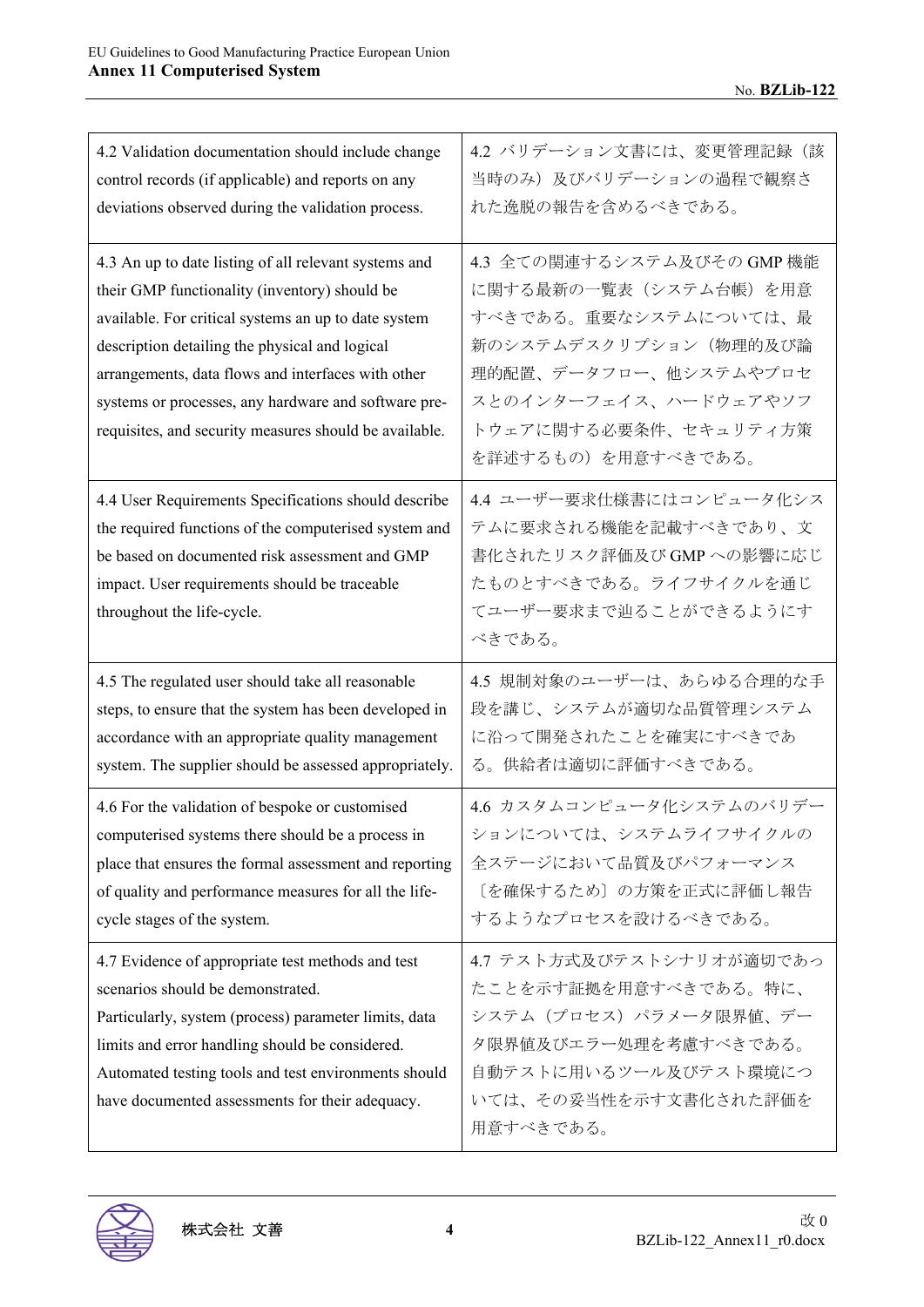| | |
|---|---|
| 4.2 Validation documentation should include change control records (if applicable) and reports on any deviations observed during the validation process. | 4.2 バリデーション文書には、変更管理記録（該当時のみ）及びバリデーションの過程で観察された逸脱の報告を含めるべきである。 |
| 4.3 An up to date listing of all relevant systems and their GMP functionality (inventory) should be available. For critical systems an up to date system description detailing the physical and logical arrangements, data flows and interfaces with other systems or processes, any hardware and software pre-requisites, and security measures should be available. | 4.3 全ての関連するシステム及びその GMP 機能に関する最新の一覧表（システム台帳）を用意すべきである。重要なシステムについては、最新のシステムデスクリプション（物理的及び論理的配置、データフロー、他システムやプロセスとのインターフェイス、ハードウェアやソフトウェアに関する必要条件、セキュリティ方策を詳述するもの）を用意すべきである。 |
| 4.4 User Requirements Specifications should describe the required functions of the computerised system and be based on documented risk assessment and GMP impact. User requirements should be traceable throughout the life-cycle. | 4.4 ユーザー要求仕様書にはコンピュータ化システムに要求される機能を記載すべきであり、文書化されたリスク評価及び GMP への影響に応じたものとすべきである。ライフサイクルを通じてユーザー要求まで辿ることができるようにすべきである。 |
| 4.5 The regulated user should take all reasonable steps, to ensure that the system has been developed in accordance with an appropriate quality management system. The supplier should be assessed appropriately. | 4.5 規制対象のユーザーは、あらゆる合理的な手段を講じ、システムが適切な品質管理システムに沿って開発されたことを確実にすべきである。供給者は適切に評価すべきである。 |
| 4.6 For the validation of bespoke or customised computerised systems there should be a process in place that ensures the formal assessment and reporting of quality and performance measures for all the life-cycle stages of the system. | 4.6 カスタムコンピュータ化システムのバリデーションについては、システムライフサイクルの全ステージにおいて品質及びパフォーマンス〔を確保するため〕の方策を正式に評価し報告するようなプロセスを設けるべきである。 |
| 4.7 Evidence of appropriate test methods and test scenarios should be demonstrated. Particularly, system (process) parameter limits, data limits and error handling should be considered. Automated testing tools and test environments should have documented assessments for their adequacy. | 4.7 テスト方式及びテストシナリオが適切であったことを示す証拠を用意すべきである。特に、システム（プロセス）パラメータ限界値、データ限界値及びエラー処理を考慮すべきである。自動テストに用いるツール及びテスト環境については、その妥当性を示す文書化された評価を用意すべきである。 |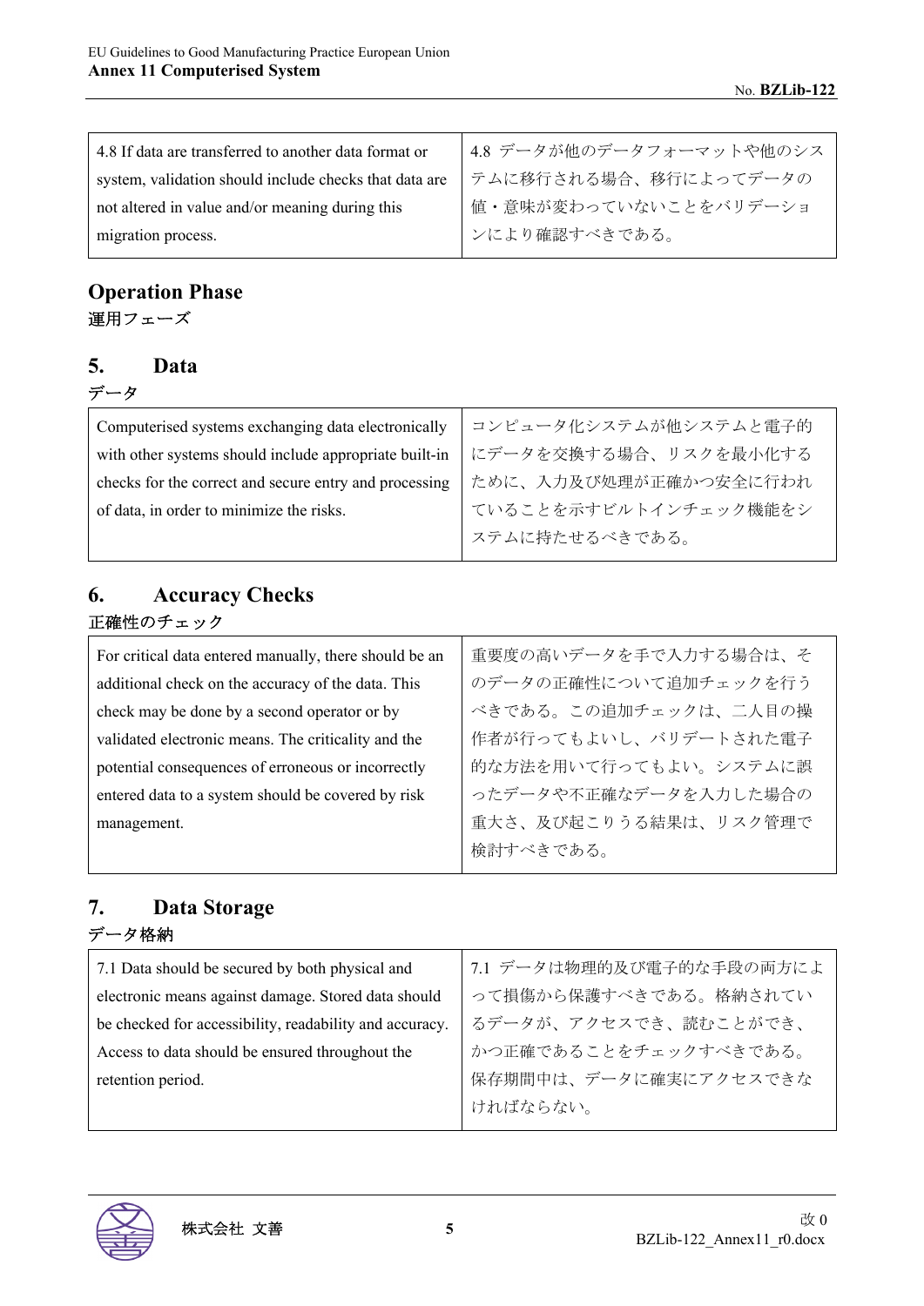| 4.8 If data are transferred to another data format or system, validation should include checks that data are not altered in value and/or meaning during this migration process. | 4.8 データが他のデータフォーマットや他のシステムに移行される場合、移行によってデータの値・意味が変わっていないことをバリデーションにより確認すべきである。 |
|---|---|

## Operation Phase

運用フェーズ

### 5. Data

データ

| Computerised systems exchanging data electronically with other systems should include appropriate built-in checks for the correct and secure entry and processing of data, in order to minimize the risks. | コンピュータ化システムが他システムと電子的にデータを交換する場合、リスクを最小化するために、入力及び処理が正確かつ安全に行われていることを示すビルトインチェック機能をシステムに持たせるべきである。 |
|---|---|

### 6. Accuracy Checks

正確性のチェック

| For critical data entered manually, there should be an additional check on the accuracy of the data. This check may be done by a second operator or by validated electronic means. The criticality and the potential consequences of erroneous or incorrectly entered data to a system should be covered by risk management. | 重要度の高いデータを手で入力する場合は、そのデータの正確性について追加チェックを行うべきである。この追加チェックは、二人目の操作者が行ってもよいし、バリデートされた電子的な方法を用いて行ってもよい。システムに誤ったデータや不正確なデータを入力した場合の重大さ、及び起こりうる結果は、リスク管理で検討すべきである。 |
|---|---|

### 7. Data Storage

データ格納

| 7.1 Data should be secured by both physical and electronic means against damage. Stored data should be checked for accessibility, readability and accuracy. Access to data should be ensured throughout the retention period. | 7.1 データは物理的及び電子的な手段の両方によって損傷から保護すべきである。格納されているデータが、アクセスでき、読むことができ、かつ正確であることをチェックすべきである。保存期間中は、データに確実にアクセスできなければならない。 |
|---|---|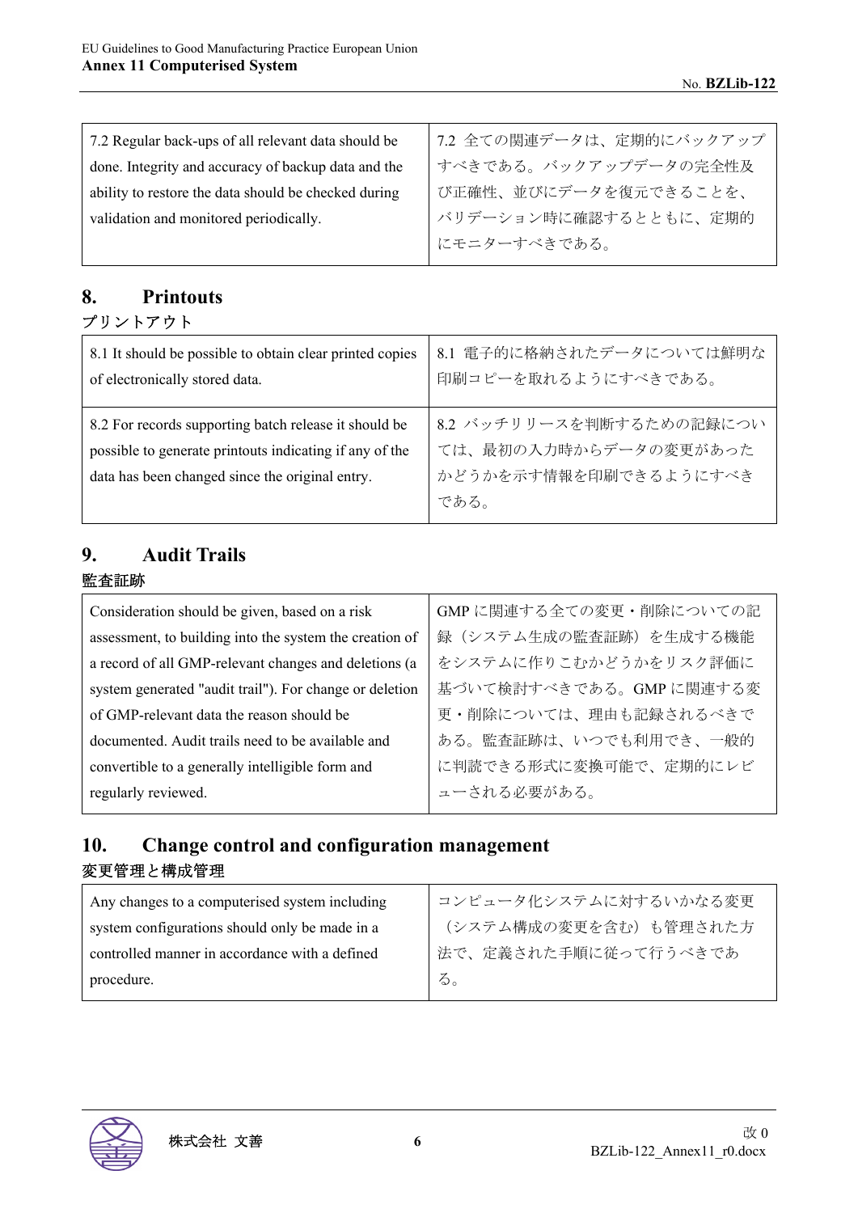| 7.2 Regular back-ups of all relevant data should be done. Integrity and accuracy of backup data and the ability to restore the data should be checked during validation and monitored periodically. | 7.2 全ての関連データは、定期的にバックアップすべきである。バックアップデータの完全性及び正確性、並びにデータを復元できることを、バリデーション時に確認するとともに、定期的にモニターすべきである。 |
|---|---|

## 8. Printouts

プリントアウト

| 8.1 It should be possible to obtain clear printed copies of electronically stored data. | 8.1 電子的に格納されたデータについては鮮明な印刷コピーを取れるようにすべきである。 |
|---|---|
| 8.2 For records supporting batch release it should be possible to generate printouts indicating if any of the data has been changed since the original entry. | 8.2 バッチリリースを判断するための記録については、最初の入力時からデータの変更があったかどうかを示す情報を印刷できるようにすべきである。 |

## 9. Audit Trails

監査証跡

| Consideration should be given, based on a risk assessment, to building into the system the creation of a record of all GMP-relevant changes and deletions (a system generated "audit trail"). For change or deletion of GMP-relevant data the reason should be documented. Audit trails need to be available and convertible to a generally intelligible form and regularly reviewed. | GMP に関連する全ての変更・削除についての記録（システム生成の監査証跡）を生成する機能をシステムに作りこむかどうかをリスク評価に基づいて検討すべきである。GMP に関連する変更・削除については、理由も記録されるべきである。監査証跡は、いつでも利用でき、一般的に判読できる形式に変換可能で、定期的にレビューされる必要がある。 |
|---|---|

## 10. Change control and configuration management

変更管理と構成管理

| Any changes to a computerised system including system configurations should only be made in a controlled manner in accordance with a defined procedure. | コンピュータ化システムに対するいかなる変更（システム構成の変更を含む）も管理された方法で、定義された手順に従って行うべきである。 |
|---|---|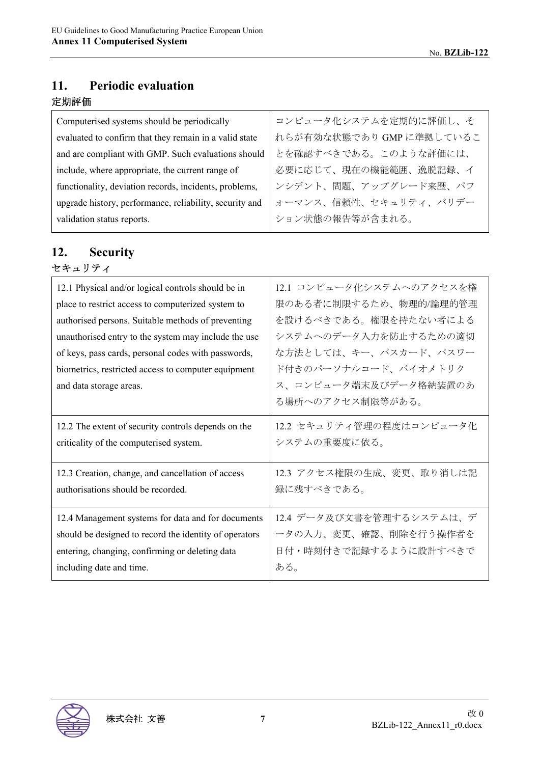## 11. Periodic evaluation

定期評価

| | |
|---|---|
| Computerised systems should be periodically evaluated to confirm that they remain in a valid state and are compliant with GMP. Such evaluations should include, where appropriate, the current range of functionality, deviation records, incidents, problems, upgrade history, performance, reliability, security and validation status reports. | コンピュータ化システムを定期的に評価し、それらが有効な状態であり GMP に準拠していることを確認すべきである。このような評価には、必要に応じて、現在の機能範囲、逸脱記録、インシデント、問題、アップグレード来歴、パフォーマンス、信頼性、セキュリティ、バリデーション状態の報告等が含まれる。 |

## 12. Security

セキュリティ

| | |
|---|---|
| 12.1 Physical and/or logical controls should be in place to restrict access to computerized system to authorised persons. Suitable methods of preventing unauthorised entry to the system may include the use of keys, pass cards, personal codes with passwords, biometrics, restricted access to computer equipment and data storage areas. | 12.1 コンピュータ化システムへのアクセスを権限のある者に制限するため、物理的/論理的管理を設けるべきである。権限を持たない者によるシステムへのデータ入力を防止するための適切な方法としては、キー、パスカード、パスワード付きのパーソナルコード、バイオメトリクス、コンピュータ端末及びデータ格納装置のある場所へのアクセス制限等がある。 |
| 12.2 The extent of security controls depends on the criticality of the computerised system. | 12.2 セキュリティ管理の程度はコンピュータ化システムの重要度に依る。 |
| 12.3 Creation, change, and cancellation of access authorisations should be recorded. | 12.3 アクセス権限の生成、変更、取り消しは記録に残すべきである。 |
| 12.4 Management systems for data and for documents should be designed to record the identity of operators entering, changing, confirming or deleting data including date and time. | 12.4 データ及び文書を管理するシステムは、データの入力、変更、確認、削除を行う操作者を日付・時刻付きで記録するように設計すべきである。 |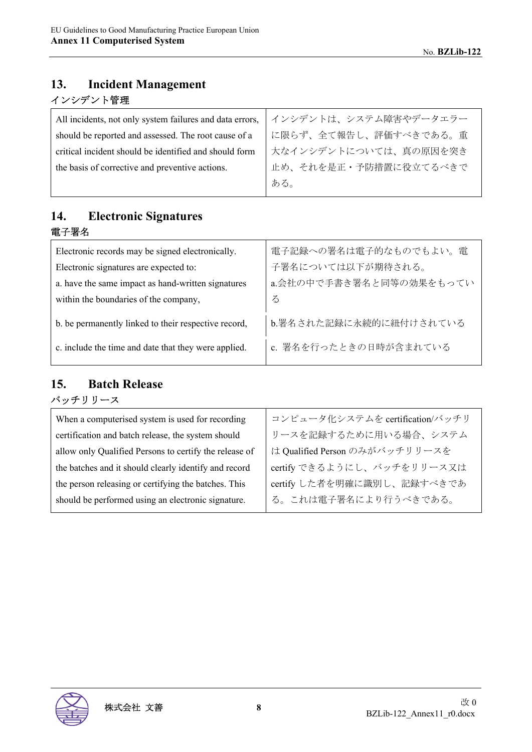## 13. Incident Management

インシデント管理

| All incidents, not only system failures and data errors, should be reported and assessed. The root cause of a critical incident should be identified and should form the basis of corrective and preventive actions. | インシデントは、システム障害やデータエラーに限らず、全て報告し、評価すべきである。重大なインシデントについては、真の原因を突き止め、それを是正・予防措置に役立てるべきである。 |
|---|---|

## 14. Electronic Signatures

電子署名

| Electronic records may be signed electronically. Electronic signatures are expected to:<br>a. have the same impact as hand-written signatures within the boundaries of the company, | 電子記録への署名は電子的なものでもよい。電子署名については以下が期待される。<br>a.会社の中で手書き署名と同等の効果をもっている |
|---|---|
| b. be permanently linked to their respective record, | b.署名された記録に永続的に紐付けされている |
| c. include the time and date that they were applied. | c. 署名を行ったときの日時が含まれている |

## 15. Batch Release

バッチリリース

| When a computerised system is used for recording certification and batch release, the system should allow only Qualified Persons to certify the release of the batches and it should clearly identify and record the person releasing or certifying the batches. This should be performed using an electronic signature. | コンピュータ化システムを certification/バッチリリースを記録するために用いる場合、システムは Qualified Person のみがバッチリリースを certify できるようにし、バッチをリリース又は certify した者を明確に識別し、記録すべきである。これは電子署名により行うべきである。 |
|---|---|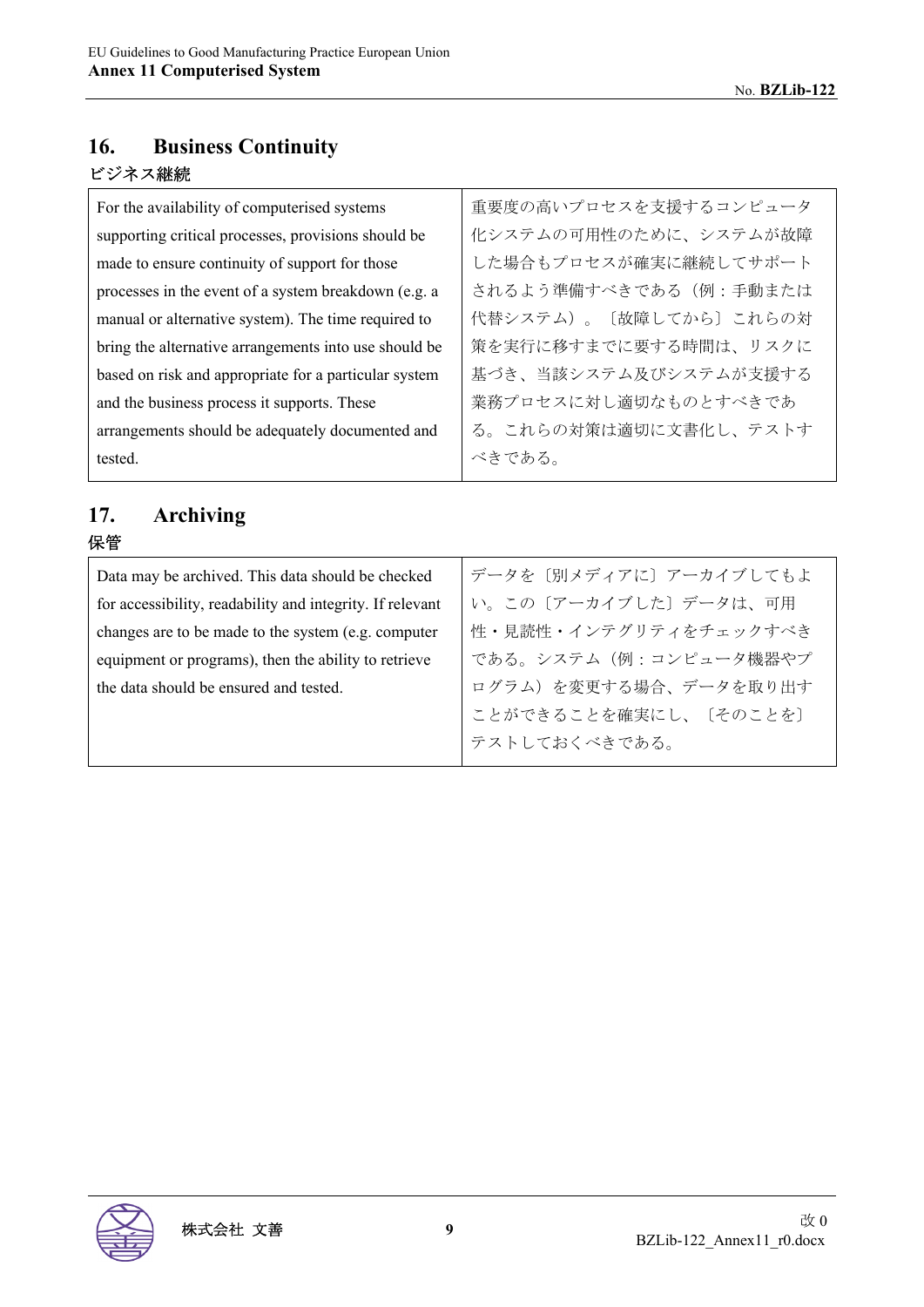## 16. Business Continuity

**ビジネス継続**

| For the availability of computerised systems supporting critical processes, provisions should be made to ensure continuity of support for those processes in the event of a system breakdown (e.g. a manual or alternative system). The time required to bring the alternative arrangements into use should be based on risk and appropriate for a particular system and the business process it supports. These arrangements should be adequately documented and tested. | 重要度の高いプロセスを支援するコンピュータ化システムの可用性のために、システムが故障した場合もプロセスが確実に継続してサポートされるよう準備すべきである（例：手動または代替システム）。〔故障してから〕これらの対策を実行に移すまでに要する時間は、リスクに基づき、当該システム及びシステムが支援する業務プロセスに対し適切なものとすべきである。これらの対策は適切に文書化し、テストすべきである。 |
|---|---|

## 17. Archiving

**保管**

| Data may be archived. This data should be checked for accessibility, readability and integrity. If relevant changes are to be made to the system (e.g. computer equipment or programs), then the ability to retrieve the data should be ensured and tested. | データを〔別メディアに〕アーカイブしてもよい。この〔アーカイブした〕データは、可用性・見読性・インテグリティをチェックすべきである。システム（例：コンピュータ機器やプログラム）を変更する場合、データを取り出すことができることを確実にし、〔そのことを〕テストしておくべきである。 |
|---|---|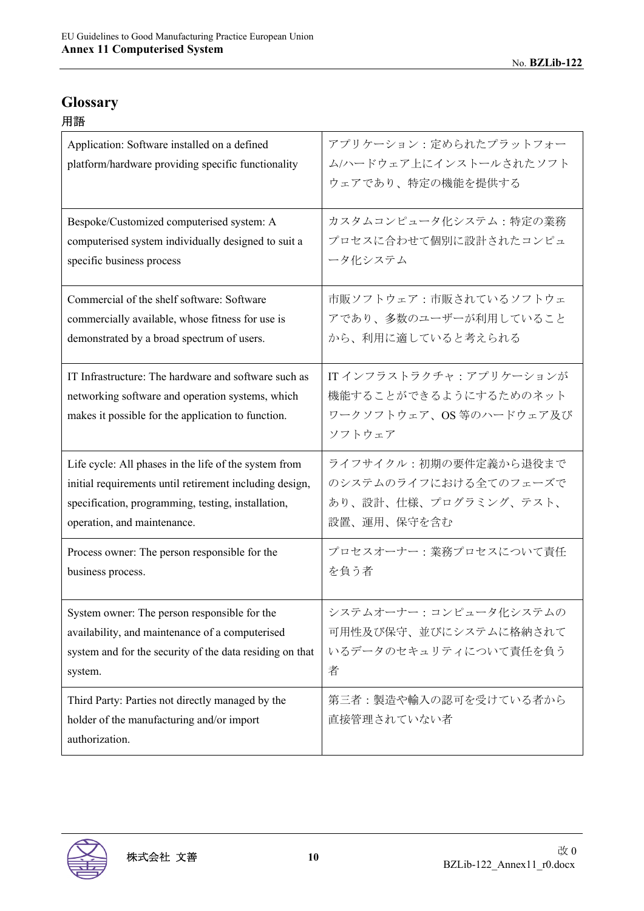## Glossary

用語

| | |
|---|---|
| Application: Software installed on a defined platform/hardware providing specific functionality | アプリケーション：定められたプラットフォーム/ハードウェア上にインストールされたソフトウェアであり、特定の機能を提供する |
| Bespoke/Customized computerised system: A computerised system individually designed to suit a specific business process | カスタムコンピュータ化システム：特定の業務プロセスに合わせて個別に設計されたコンピュータ化システム |
| Commercial of the shelf software: Software commercially available, whose fitness for use is demonstrated by a broad spectrum of users. | 市販ソフトウェア：市販されているソフトウェアであり、多数のユーザーが利用していることから、利用に適していると考えられる |
| IT Infrastructure: The hardware and software such as networking software and operation systems, which makes it possible for the application to function. | IT インフラストラクチャ：アプリケーションが機能することができるようにするためのネットワークソフトウェア、OS 等のハードウェア及びソフトウェア |
| Life cycle: All phases in the life of the system from initial requirements until retirement including design, specification, programming, testing, installation, operation, and maintenance. | ライフサイクル：初期の要件定義から退役までのシステムのライフにおける全てのフェーズであり、設計、仕様、プログラミング、テスト、設置、運用、保守を含む |
| Process owner: The person responsible for the business process. | プロセスオーナー：業務プロセスについて責任を負う者 |
| System owner: The person responsible for the availability, and maintenance of a computerised system and for the security of the data residing on that system. | システムオーナー：コンピュータ化システムの可用性及び保守、並びにシステムに格納されているデータのセキュリティについて責任を負う者 |
| Third Party: Parties not directly managed by the holder of the manufacturing and/or import authorization. | 第三者：製造や輸入の認可を受けている者から直接管理されていない者 |